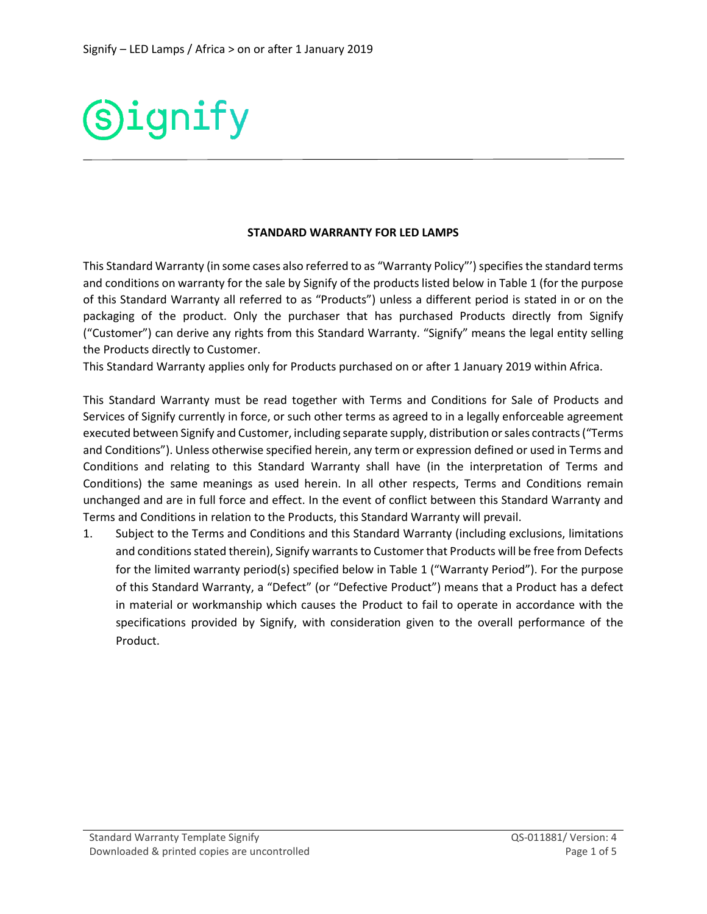**STANDARD WARRANTY FOR LED LAMPS**

This Standard Warranty (in some cases also referred to as "Warranty Policy"') specifies the standard terms and conditions on warranty for the sale by Signify of the products listed below in Table 1 (for the purpose of this Standard Warranty all referred to as "Products") unless a different period is stated in or on the packaging of the product. Only the purchaser that has purchased Products directly from Signify ("Customer") can derive any rights from this Standard Warranty. "Signify" means the legal entity selling the Products directly to Customer.

This Standard Warranty applies only for Products purchased on or after 1 January 2019 within Africa.

This Standard Warranty must be read together with Terms and Conditions for Sale of Products and Services of Signify currently in force, or such other terms as agreed to in a legally enforceable agreement executed between Signify and Customer, including separate supply, distribution or sales contracts ("Terms and Conditions"). Unless otherwise specified herein, any term or expression defined or used in Terms and Conditions and relating to this Standard Warranty shall have (in the interpretation of Terms and Conditions) the same meanings as used herein. In all other respects, Terms and Conditions remain unchanged and are in full force and effect. In the event of conflict between this Standard Warranty and Terms and Conditions in relation to the Products, this Standard Warranty will prevail.

1. Subject to the Terms and Conditions and this Standard Warranty (including exclusions, limitations and conditions stated therein), Signify warrants to Customer that Products will be free from Defects for the limited warranty period(s) specified below in Table 1 ("Warranty Period"). For the purpose of this Standard Warranty, a "Defect" (or "Defective Product") means that a Product has a defect in material or workmanship which causes the Product to fail to operate in accordance with the specifications provided by Signify, with consideration given to the overall performance of the Product.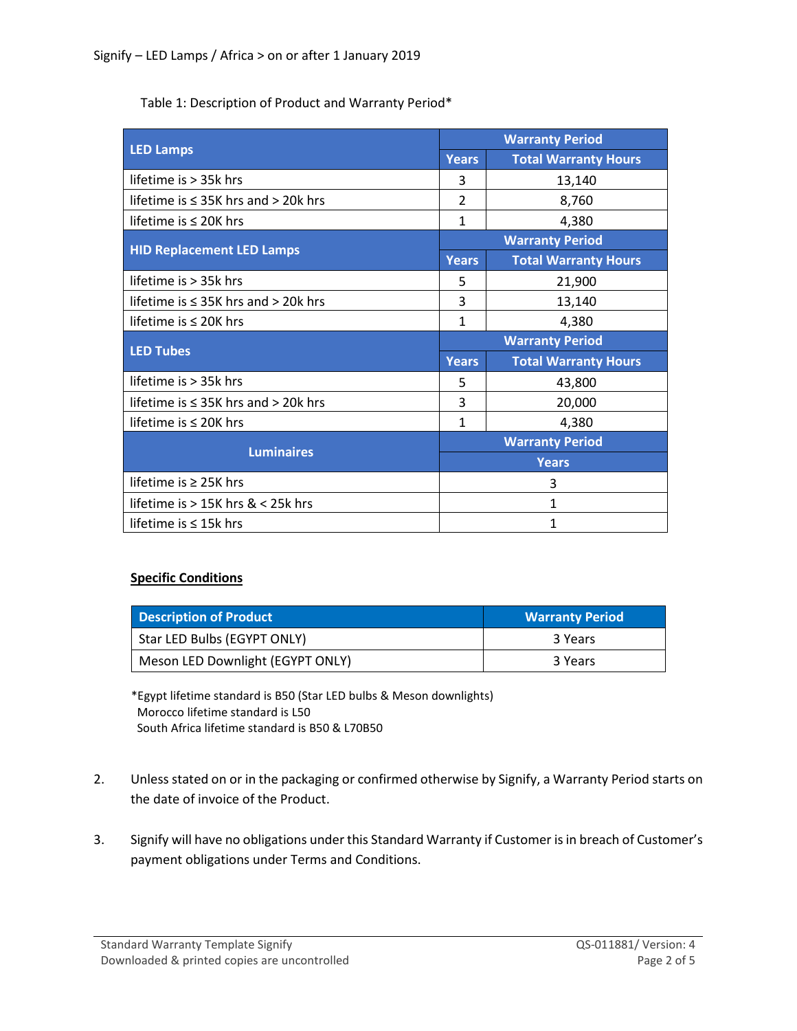Signify – LED Lamps / Africa > on or after 1 January 2019

Table 1: Description of Product and Warranty Period*

| LED Lamps | Warranty Period | |
|---|---|---|
| | Years | Total Warranty Hours |
| lifetime is > 35k hrs | 3 | 13,140 |
| lifetime is ≤ 35K hrs and > 20k hrs | 2 | 8,760 |
| lifetime is ≤ 20K hrs | 1 | 4,380 |
| **HID Replacement LED Lamps** | **Warranty Period** | |
| | **Years** | **Total Warranty Hours** |
| lifetime is > 35k hrs | 5 | 21,900 |
| lifetime is ≤ 35K hrs and > 20k hrs | 3 | 13,140 |
| lifetime is ≤ 20K hrs | 1 | 4,380 |
| **LED Tubes** | **Warranty Period** | |
| | **Years** | **Total Warranty Hours** |
| lifetime is > 35k hrs | 5 | 43,800 |
| lifetime is ≤ 35K hrs and > 20k hrs | 3 | 20,000 |
| lifetime is ≤ 20K hrs | 1 | 4,380 |
| **Luminaires** | **Warranty Period** | |
| | **Years** | |
| lifetime is ≥ 25K hrs | 3 | |
| lifetime is > 15K hrs & < 25k hrs | 1 | |
| lifetime is ≤ 15k hrs | 1 | |

**Specific Conditions**

| Description of Product | Warranty Period |
|---|---|
| Star LED Bulbs (EGYPT ONLY) | 3 Years |
| Meson LED Downlight (EGYPT ONLY) | 3 Years |

*Egypt lifetime standard is B50 (Star LED bulbs & Meson downlights)
Morocco lifetime standard is L50
South Africa lifetime standard is B50 & L70B50

2. Unless stated on or in the packaging or confirmed otherwise by Signify, a Warranty Period starts on the date of invoice of the Product.

3. Signify will have no obligations under this Standard Warranty if Customer is in breach of Customer's payment obligations under Terms and Conditions.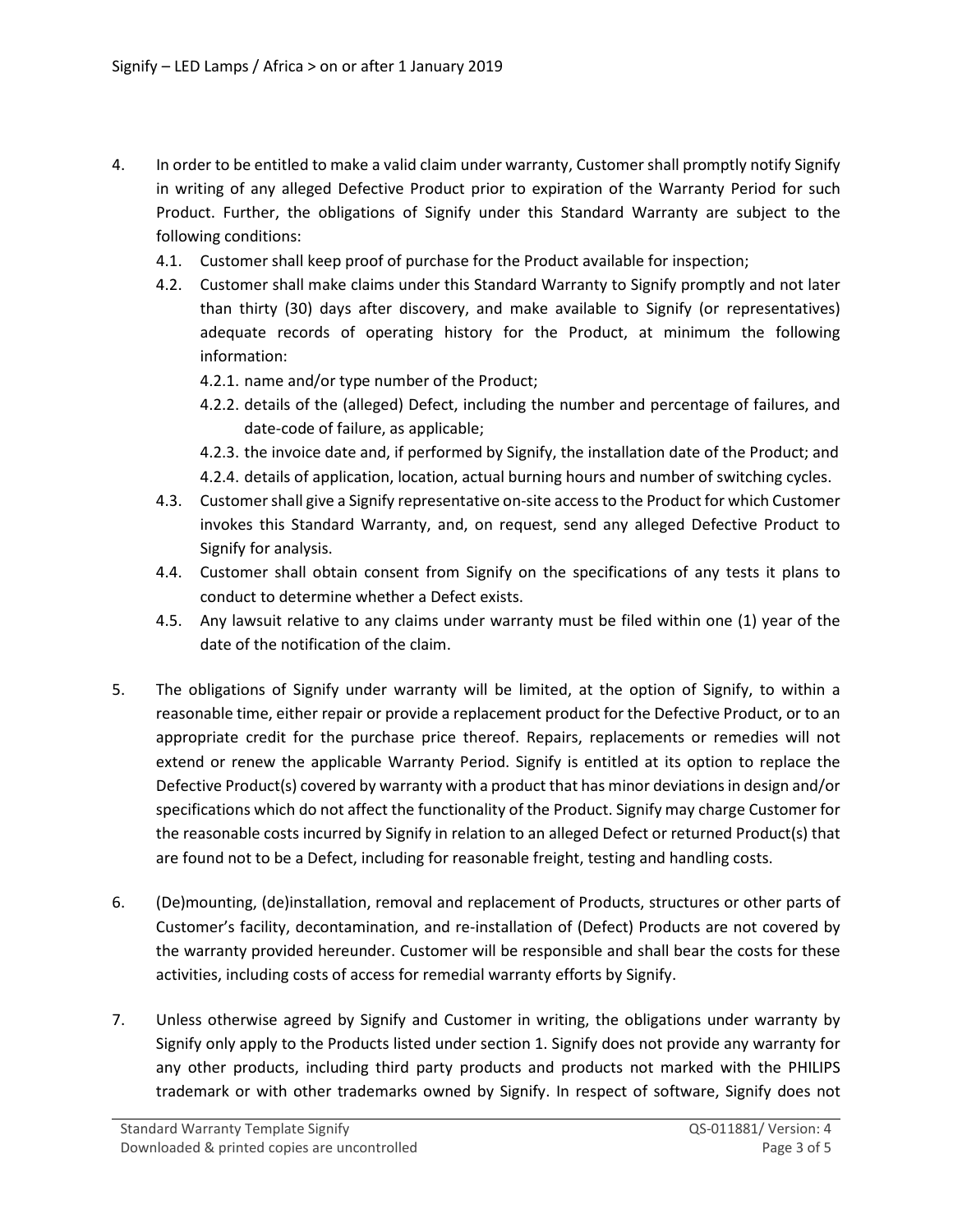4. In order to be entitled to make a valid claim under warranty, Customer shall promptly notify Signify in writing of any alleged Defective Product prior to expiration of the Warranty Period for such Product. Further, the obligations of Signify under this Standard Warranty are subject to the following conditions:
    4.1. Customer shall keep proof of purchase for the Product available for inspection;
    4.2. Customer shall make claims under this Standard Warranty to Signify promptly and not later than thirty (30) days after discovery, and make available to Signify (or representatives) adequate records of operating history for the Product, at minimum the following information:
        4.2.1. name and/or type number of the Product;
        4.2.2. details of the (alleged) Defect, including the number and percentage of failures, and date-code of failure, as applicable;
        4.2.3. the invoice date and, if performed by Signify, the installation date of the Product; and
        4.2.4. details of application, location, actual burning hours and number of switching cycles.
    4.3. Customer shall give a Signify representative on-site access to the Product for which Customer invokes this Standard Warranty, and, on request, send any alleged Defective Product to Signify for analysis.
    4.4. Customer shall obtain consent from Signify on the specifications of any tests it plans to conduct to determine whether a Defect exists.
    4.5. Any lawsuit relative to any claims under warranty must be filed within one (1) year of the date of the notification of the claim.

5. The obligations of Signify under warranty will be limited, at the option of Signify, to within a reasonable time, either repair or provide a replacement product for the Defective Product, or to an appropriate credit for the purchase price thereof. Repairs, replacements or remedies will not extend or renew the applicable Warranty Period. Signify is entitled at its option to replace the Defective Product(s) covered by warranty with a product that has minor deviations in design and/or specifications which do not affect the functionality of the Product. Signify may charge Customer for the reasonable costs incurred by Signify in relation to an alleged Defect or returned Product(s) that are found not to be a Defect, including for reasonable freight, testing and handling costs.

6. (De)mounting, (de)installation, removal and replacement of Products, structures or other parts of Customer's facility, decontamination, and re-installation of (Defect) Products are not covered by the warranty provided hereunder. Customer will be responsible and shall bear the costs for these activities, including costs of access for remedial warranty efforts by Signify.

7. Unless otherwise agreed by Signify and Customer in writing, the obligations under warranty by Signify only apply to the Products listed under section 1. Signify does not provide any warranty for any other products, including third party products and products not marked with the PHILIPS trademark or with other trademarks owned by Signify. In respect of software, Signify does not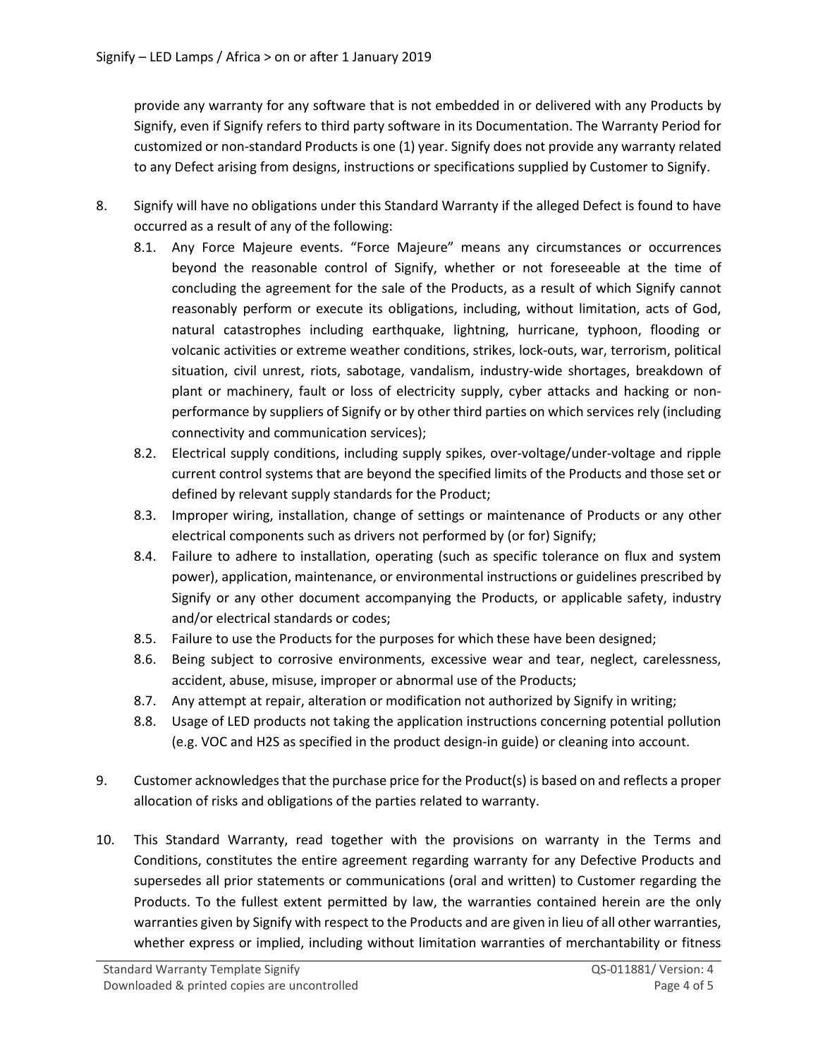provide any warranty for any software that is not embedded in or delivered with any Products by Signify, even if Signify refers to third party software in its Documentation. The Warranty Period for customized or non-standard Products is one (1) year. Signify does not provide any warranty related to any Defect arising from designs, instructions or specifications supplied by Customer to Signify.

8. Signify will have no obligations under this Standard Warranty if the alleged Defect is found to have occurred as a result of any of the following:
   - 8.1. Any Force Majeure events. "Force Majeure" means any circumstances or occurrences beyond the reasonable control of Signify, whether or not foreseeable at the time of concluding the agreement for the sale of the Products, as a result of which Signify cannot reasonably perform or execute its obligations, including, without limitation, acts of God, natural catastrophes including earthquake, lightning, hurricane, typhoon, flooding or volcanic activities or extreme weather conditions, strikes, lock-outs, war, terrorism, political situation, civil unrest, riots, sabotage, vandalism, industry-wide shortages, breakdown of plant or machinery, fault or loss of electricity supply, cyber attacks and hacking or non-performance by suppliers of Signify or by other third parties on which services rely (including connectivity and communication services);
   - 8.2. Electrical supply conditions, including supply spikes, over-voltage/under-voltage and ripple current control systems that are beyond the specified limits of the Products and those set or defined by relevant supply standards for the Product;
   - 8.3. Improper wiring, installation, change of settings or maintenance of Products or any other electrical components such as drivers not performed by (or for) Signify;
   - 8.4. Failure to adhere to installation, operating (such as specific tolerance on flux and system power), application, maintenance, or environmental instructions or guidelines prescribed by Signify or any other document accompanying the Products, or applicable safety, industry and/or electrical standards or codes;
   - 8.5. Failure to use the Products for the purposes for which these have been designed;
   - 8.6. Being subject to corrosive environments, excessive wear and tear, neglect, carelessness, accident, abuse, misuse, improper or abnormal use of the Products;
   - 8.7. Any attempt at repair, alteration or modification not authorized by Signify in writing;
   - 8.8. Usage of LED products not taking the application instructions concerning potential pollution (e.g. VOC and $H_2S$ as specified in the product design-in guide) or cleaning into account.

9. Customer acknowledges that the purchase price for the Product(s) is based on and reflects a proper allocation of risks and obligations of the parties related to warranty.

10. This Standard Warranty, read together with the provisions on warranty in the Terms and Conditions, constitutes the entire agreement regarding warranty for any Defective Products and supersedes all prior statements or communications (oral and written) to Customer regarding the Products. To the fullest extent permitted by law, the warranties contained herein are the only warranties given by Signify with respect to the Products and are given in lieu of all other warranties, whether express or implied, including without limitation warranties of merchantability or fitness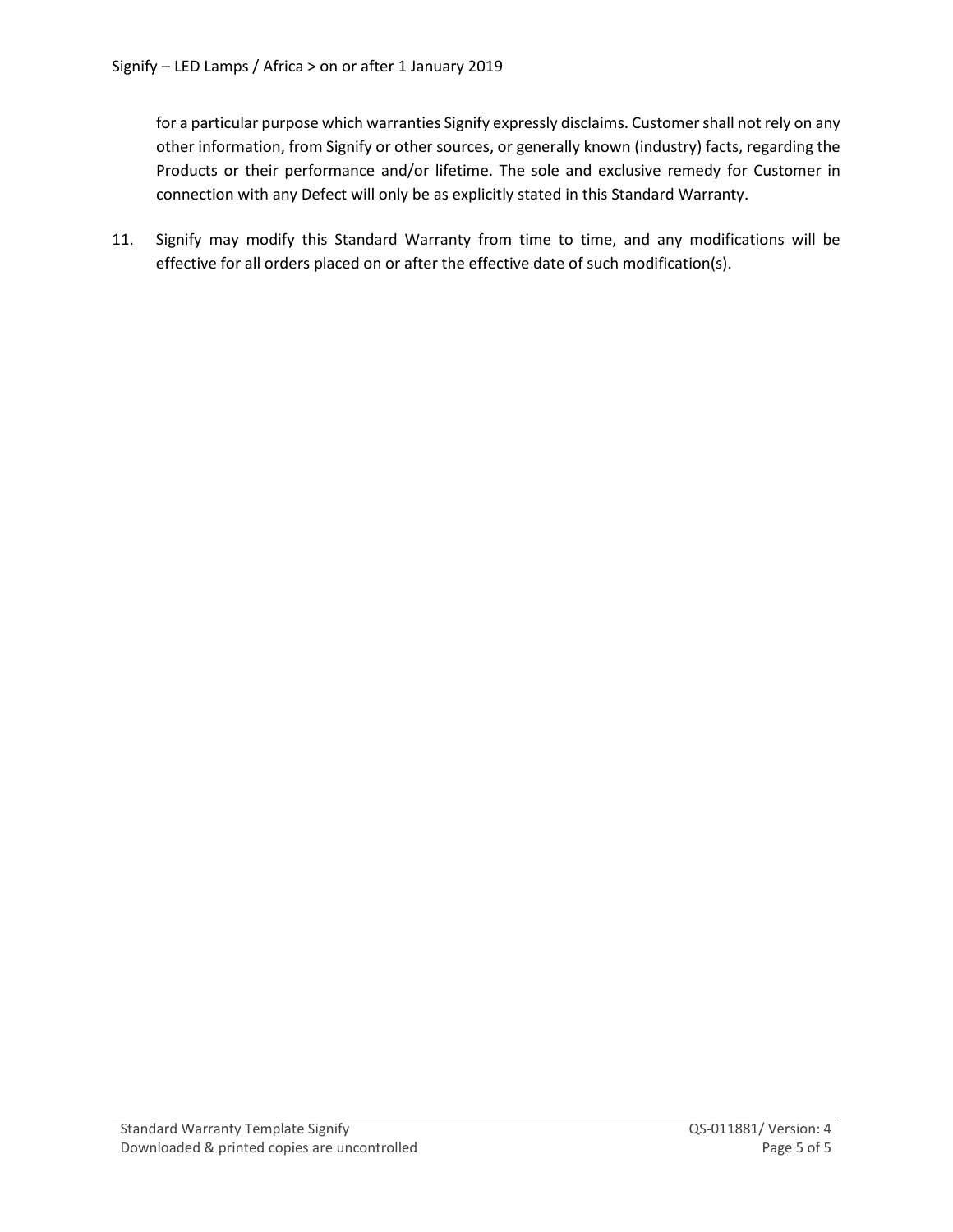for a particular purpose which warranties Signify expressly disclaims. Customer shall not rely on any other information, from Signify or other sources, or generally known (industry) facts, regarding the Products or their performance and/or lifetime. The sole and exclusive remedy for Customer in connection with any Defect will only be as explicitly stated in this Standard Warranty.

11. Signify may modify this Standard Warranty from time to time, and any modifications will be effective for all orders placed on or after the effective date of such modification(s).